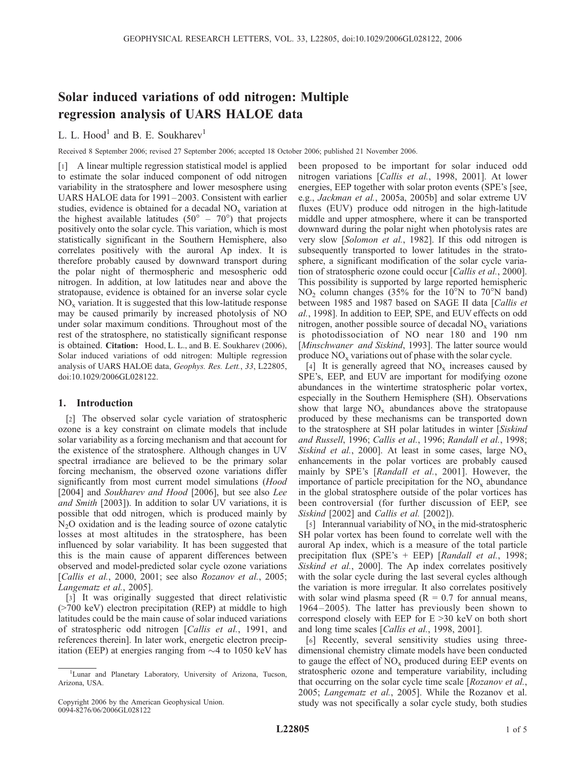# Solar induced variations of odd nitrogen: Multiple regression analysis of UARS HALOE data

L. L. Hood[1] and B. E. Soukharev[1]

Received 8 September 2006; revised 27 September 2006; accepted 18 October 2006; published 21 November 2006.

[1] A linear multiple regression statistical model is applied to estimate the solar induced component of odd nitrogen variability in the stratosphere and lower mesosphere using UARS HALOE data for 1991–2003. Consistent with earlier studies, evidence is obtained for a decadal $NO_x$ variation at the highest available latitudes (50° – 70°) that projects positively onto the solar cycle. This variation, which is most statistically significant in the Southern Hemisphere, also correlates positively with the auroral Ap index. It is therefore probably caused by downward transport during the polar night of thermospheric and mesospheric odd nitrogen. In addition, at low latitudes near and above the stratopause, evidence is obtained for an inverse solar cycle $NO_x$ variation. It is suggested that this low-latitude response may be caused primarily by increased photolysis of NO under solar maximum conditions. Throughout most of the rest of the stratosphere, no statistically significant response is obtained. **Citation:** Hood, L. L., and B. E. Soukharev (2006), Solar induced variations of odd nitrogen: Multiple regression analysis of UARS HALOE data, *Geophys. Res. Lett.*, *33*, L22805, doi:10.1029/2006GL028122.

## 1. Introduction

[2] The observed solar cycle variation of stratospheric ozone is a key constraint on climate models that include solar variability as a forcing mechanism and that account for the existence of the stratosphere. Although changes in UV spectral irradiance are believed to be the primary solar forcing mechanism, the observed ozone variations differ significantly from most current model simulations (*Hood* [2004] and *Soukharev and Hood* [2006], but see also *Lee and Smith* [2003]). In addition to solar UV variations, it is possible that odd nitrogen, which is produced mainly by $N_2O$ oxidation and is the leading source of ozone catalytic losses at most altitudes in the stratosphere, has been influenced by solar variability. It has been suggested that this is the main cause of apparent differences between observed and model-predicted solar cycle ozone variations [*Callis et al.*, 2000, 2001; see also *Rozanov et al.*, 2005; *Langematz et al.*, 2005].

[3] It was originally suggested that direct relativistic (>700 keV) electron precipitation (REP) at middle to high latitudes could be the main cause of solar induced variations of stratospheric odd nitrogen [*Callis et al.*, 1991, and references therein]. In later work, energetic electron precipitation (EEP) at energies ranging from ~4 to 1050 keV has been proposed to be important for solar induced odd nitrogen variations [*Callis et al.*, 1998, 2001]. At lower energies, EEP together with solar proton events (SPE's [see, e.g., *Jackman et al.*, 2005a, 2005b] and solar extreme UV fluxes (EUV) produce odd nitrogen in the high-latitude middle and upper atmosphere, where it can be transported downward during the polar night when photolysis rates are very slow [*Solomon et al.*, 1982]. If this odd nitrogen is subsequently transported to lower latitudes in the stratosphere, a significant modification of the solar cycle variation of stratospheric ozone could occur [*Callis et al.*, 2000]. This possibility is supported by large reported hemispheric $NO_2$ column changes (35% for the 10°N to 70°N band) between 1985 and 1987 based on SAGE II data [*Callis et al.*, 1998]. In addition to EEP, SPE, and EUV effects on odd nitrogen, another possible source of decadal $NO_x$ variations is photodissociation of NO near 180 and 190 nm [*Minschwaner and Siskind*, 1993]. The latter source would produce $NO_x$ variations out of phase with the solar cycle.

[4] It is generally agreed that $NO_x$ increases caused by SPE's, EEP, and EUV are important for modifying ozone abundances in the wintertime stratospheric polar vortex, especially in the Southern Hemisphere (SH). Observations show that large $NO_x$ abundances above the stratopause produced by these mechanisms can be transported down to the stratosphere at SH polar latitudes in winter [*Siskind and Russell*, 1996; *Callis et al.*, 1996; *Randall et al.*, 1998; *Siskind et al.*, 2000]. At least in some cases, large $NO_x$ enhancements in the polar vortices are probably caused mainly by SPE's [*Randall et al.*, 2001]. However, the importance of particle precipitation for the $NO_x$ abundance in the global stratosphere outside of the polar vortices has been controversial (for further discussion of EEP, see *Siskind* [2002] and *Callis et al.* [2002]).

[5] Interannual variability of $NO_x$ in the mid-stratospheric SH polar vortex has been found to correlate well with the auroral Ap index, which is a measure of the total particle precipitation flux (SPE's + EEP) [*Randall et al.*, 1998; *Siskind et al.*, 2000]. The Ap index correlates positively with the solar cycle during the last several cycles although the variation is more irregular. It also correlates positively with solar wind plasma speed (R = 0.7 for annual means, 1964–2005). The latter has previously been shown to correspond closely with EEP for E >30 keV on both short and long time scales [*Callis et al.*, 1998, 2001].

[6] Recently, several sensitivity studies using three-dimensional chemistry climate models have been conducted to gauge the effect of $NO_x$ produced during EEP events on stratospheric ozone and temperature variability, including that occurring on the solar cycle time scale [*Rozanov et al.*, 2005; *Langematz et al.*, 2005]. While the Rozanov et al. study was not specifically a solar cycle study, both studies

[1] Lunar and Planetary Laboratory, University of Arizona, Tucson, Arizona, USA.

Copyright 2006 by the American Geophysical Union.
0094-8276/06/2006GL028122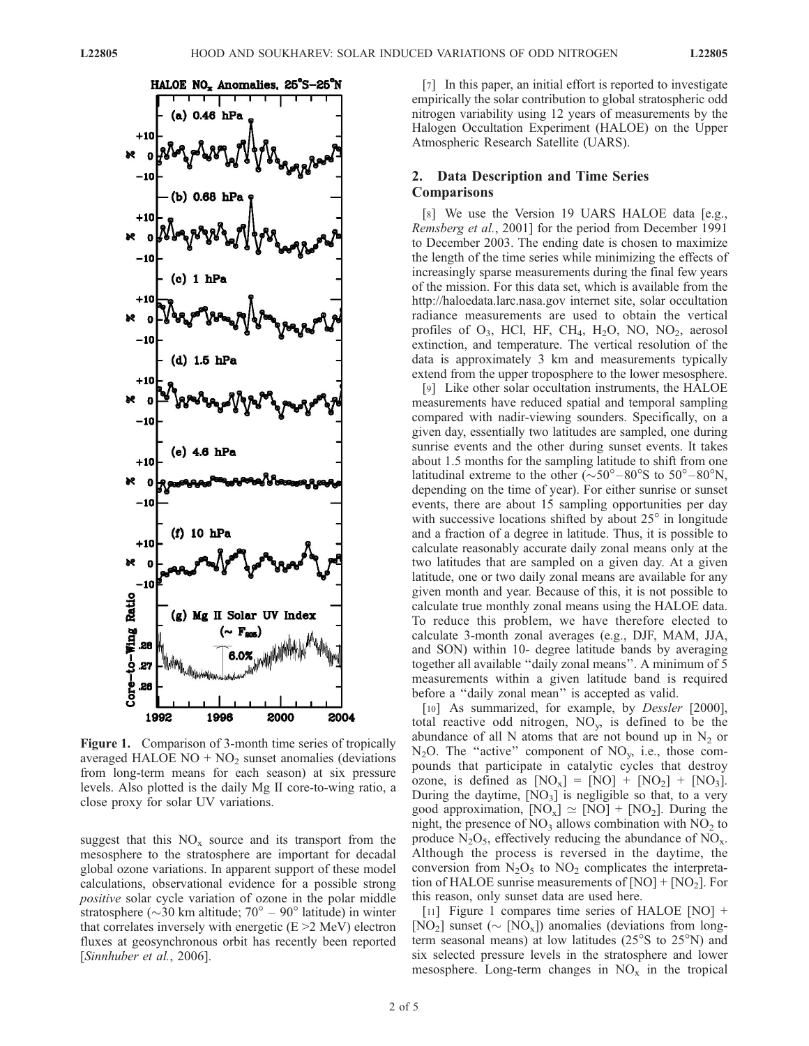Figure 1. Comparison of 3-month time series of tropically averaged HALOE NO + $NO_2$ sunset anomalies (deviations from long-term means for each season) at six pressure levels. Also plotted is the daily Mg II core-to-wing ratio, a close proxy for solar UV variations.

suggest that this $NO_x$ source and its transport from the mesosphere to the stratosphere are important for decadal global ozone variations. In apparent support of these model calculations, observational evidence for a possible strong *positive* solar cycle variation of ozone in the polar middle stratosphere (~30 km altitude; 70° – 90° latitude) in winter that correlates inversely with energetic (E >2 MeV) electron fluxes at geosynchronous orbit has recently been reported [*Sinnhuber et al.*, 2006].

[7] In this paper, an initial effort is reported to investigate empirically the solar contribution to global stratospheric odd nitrogen variability using 12 years of measurements by the Halogen Occultation Experiment (HALOE) on the Upper Atmospheric Research Satellite (UARS).

## 2. Data Description and Time Series Comparisons

[8] We use the Version 19 UARS HALOE data [e.g., *Remsberg et al.*, 2001] for the period from December 1991 to December 2003. The ending date is chosen to maximize the length of the time series while minimizing the effects of increasingly sparse measurements during the final few years of the mission. For this data set, which is available from the http://haloedata.larc.nasa.gov internet site, solar occultation radiance measurements are used to obtain the vertical profiles of $O_3$, HCl, HF, $CH_4$, $H_2O$, NO, $NO_2$, aerosol extinction, and temperature. The vertical resolution of the data is approximately 3 km and measurements typically extend from the upper troposphere to the lower mesosphere.

[9] Like other solar occultation instruments, the HALOE measurements have reduced spatial and temporal sampling compared with nadir-viewing sounders. Specifically, on a given day, essentially two latitudes are sampled, one during sunrise events and the other during sunset events. It takes about 1.5 months for the sampling latitude to shift from one latitudinal extreme to the other (~50°–80°S to 50°–80°N, depending on the time of year). For either sunrise or sunset events, there are about 15 sampling opportunities per day with successive locations shifted by about 25° in longitude and a fraction of a degree in latitude. Thus, it is possible to calculate reasonably accurate daily zonal means only at the two latitudes that are sampled on a given day. At a given latitude, one or two daily zonal means are available for any given month and year. Because of this, it is not possible to calculate true monthly zonal means using the HALOE data. To reduce this problem, we have therefore elected to calculate 3-month zonal averages (e.g., DJF, MAM, JJA, and SON) within 10- degree latitude bands by averaging together all available "daily zonal means". A minimum of 5 measurements within a given latitude band is required before a "daily zonal mean" is accepted as valid.

[10] As summarized, for example, by *Dessler* [2000], total reactive odd nitrogen, $NO_y$, is defined to be the abundance of all N atoms that are not bound up in $N_2$ or $N_2O$. The "active" component of $NO_y$, i.e., those compounds that participate in catalytic cycles that destroy ozone, is defined as $[NO_x] = [NO] + [NO_2] + [NO_3]$. During the daytime, $[NO_3]$ is negligible so that, to a very good approximation, $[NO_x] \simeq [NO] + [NO_2]$. During the night, the presence of $NO_3$ allows combination with $NO_2$ to produce $N_2O_5$, effectively reducing the abundance of $NO_x$. Although the process is reversed in the daytime, the conversion from $N_2O_5$ to $NO_2$ complicates the interpretation of HALOE sunrise measurements of $[NO] + [NO_2]$. For this reason, only sunset data are used here.

[11] Figure 1 compares time series of HALOE $[NO] + [NO_2]$ sunset (~ $[NO_x]$) anomalies (deviations from long-term seasonal means) at low latitudes (25°S to 25°N) and six selected pressure levels in the stratosphere and lower mesosphere. Long-term changes in $NO_x$ in the tropical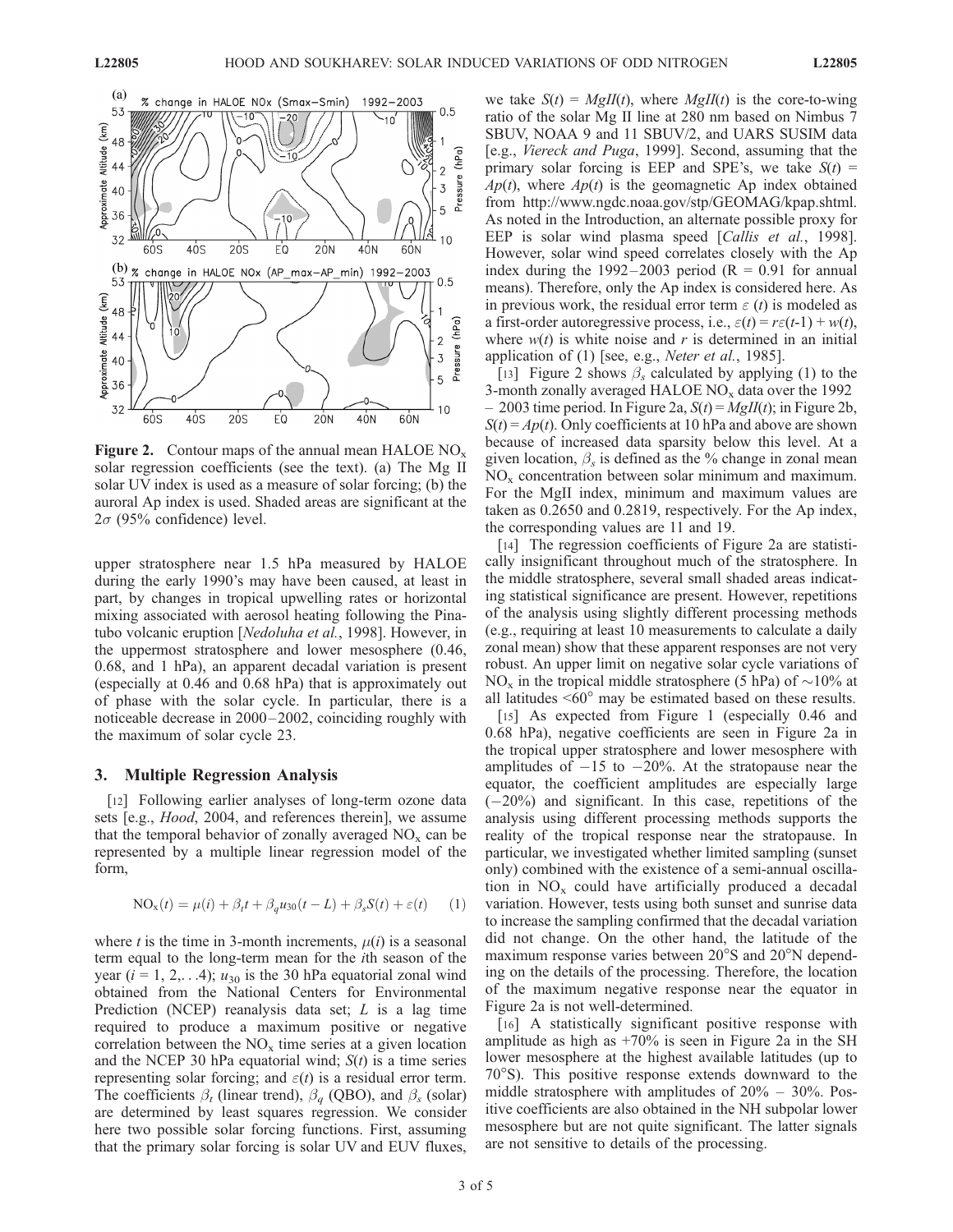**Figure 2.** Contour maps of the annual mean HALOE $NO_x$ solar regression coefficients (see the text). (a) The Mg II solar UV index is used as a measure of solar forcing; (b) the auroral Ap index is used. Shaded areas are significant at the $2\sigma$ (95% confidence) level.

upper stratosphere near 1.5 hPa measured by HALOE during the early 1990's may have been caused, at least in part, by changes in tropical upwelling rates or horizontal mixing associated with aerosol heating following the Pinatubo volcanic eruption [*Nedoluha et al.*, 1998]. However, in the uppermost stratosphere and lower mesosphere (0.46, 0.68, and 1 hPa), an apparent decadal variation is present (especially at 0.46 and 0.68 hPa) that is approximately out of phase with the solar cycle. In particular, there is a noticeable decrease in 2000–2002, coinciding roughly with the maximum of solar cycle 23.

## 3. Multiple Regression Analysis

[12] Following earlier analyses of long-term ozone data sets [e.g., *Hood*, 2004, and references therein], we assume that the temporal behavior of zonally averaged $NO_x$ can be represented by a multiple linear regression model of the form,

$$NO_x(t) = \mu(i) + \beta_t t + \beta_q u_{30}(t - L) + \beta_s S(t) + \varepsilon(t) \qquad (1)$$

where $t$ is the time in 3-month increments, $\mu(i)$ is a seasonal term equal to the long-term mean for the $i$th season of the year ($i = 1, 2, \ldots 4$); $u_{30}$ is the 30 hPa equatorial zonal wind obtained from the National Centers for Environmental Prediction (NCEP) reanalysis data set; $L$ is a lag time required to produce a maximum positive or negative correlation between the $NO_x$ time series at a given location and the NCEP 30 hPa equatorial wind; $S(t)$ is a time series representing solar forcing; and $\varepsilon(t)$ is a residual error term. The coefficients $\beta_t$ (linear trend), $\beta_q$ (QBO), and $\beta_s$ (solar) are determined by least squares regression. We consider here two possible solar forcing functions. First, assuming that the primary solar forcing is solar UV and EUV fluxes, we take $S(t) = MgII(t)$, where $MgII(t)$ is the core-to-wing ratio of the solar Mg II line at 280 nm based on Nimbus 7 SBUV, NOAA 9 and 11 SBUV/2, and UARS SUSIM data [e.g., *Viereck and Puga*, 1999]. Second, assuming that the primary solar forcing is EEP and SPE's, we take $S(t) = Ap(t)$, where $Ap(t)$ is the geomagnetic Ap index obtained from http://www.ngdc.noaa.gov/stp/GEOMAG/kpap.shtml. As noted in the Introduction, an alternate possible proxy for EEP is solar wind plasma speed [*Callis et al.*, 1998]. However, solar wind speed correlates closely with the Ap index during the 1992–2003 period (R = 0.91 for annual means). Therefore, only the Ap index is considered here. As in previous work, the residual error term $\varepsilon(t)$ is modeled as a first-order autoregressive process, i.e., $\varepsilon(t) = r\varepsilon(t\text{-}1) + w(t)$, where $w(t)$ is white noise and $r$ is determined in an initial application of (1) [see, e.g., *Neter et al.*, 1985].

[13] Figure 2 shows $\beta_s$ calculated by applying (1) to the 3-month zonally averaged HALOE $NO_x$ data over the 1992 – 2003 time period. In Figure 2a, $S(t) = MgII(t)$; in Figure 2b, $S(t) = Ap(t)$. Only coefficients at 10 hPa and above are shown because of increased data sparsity below this level. At a given location, $\beta_s$ is defined as the % change in zonal mean $NO_x$ concentration between solar minimum and maximum. For the MgII index, minimum and maximum values are taken as 0.2650 and 0.2819, respectively. For the Ap index, the corresponding values are 11 and 19.

[14] The regression coefficients of Figure 2a are statistically insignificant throughout much of the stratosphere. In the middle stratosphere, several small shaded areas indicating statistical significance are present. However, repetitions of the analysis using slightly different processing methods (e.g., requiring at least 10 measurements to calculate a daily zonal mean) show that these apparent responses are not very robust. An upper limit on negative solar cycle variations of $NO_x$ in the tropical middle stratosphere (5 hPa) of ~10% at all latitudes <60° may be estimated based on these results.

[15] As expected from Figure 1 (especially 0.46 and 0.68 hPa), negative coefficients are seen in Figure 2a in the tropical upper stratosphere and lower mesosphere with amplitudes of −15 to −20%. At the stratopause near the equator, the coefficient amplitudes are especially large (−20%) and significant. In this case, repetitions of the analysis using different processing methods supports the reality of the tropical response near the stratopause. In particular, we investigated whether limited sampling (sunset only) combined with the existence of a semi-annual oscillation in $NO_x$ could have artificially produced a decadal variation. However, tests using both sunset and sunrise data to increase the sampling confirmed that the decadal variation did not change. On the other hand, the latitude of the maximum response varies between 20°S and 20°N depending on the details of the processing. Therefore, the location of the maximum negative response near the equator in Figure 2a is not well-determined.

[16] A statistically significant positive response with amplitude as high as +70% is seen in Figure 2a in the SH lower mesosphere at the highest available latitudes (up to 70°S). This positive response extends downward to the middle stratosphere with amplitudes of 20% – 30%. Positive coefficients are also obtained in the NH subpolar lower mesosphere but are not quite significant. The latter signals are not sensitive to details of the processing.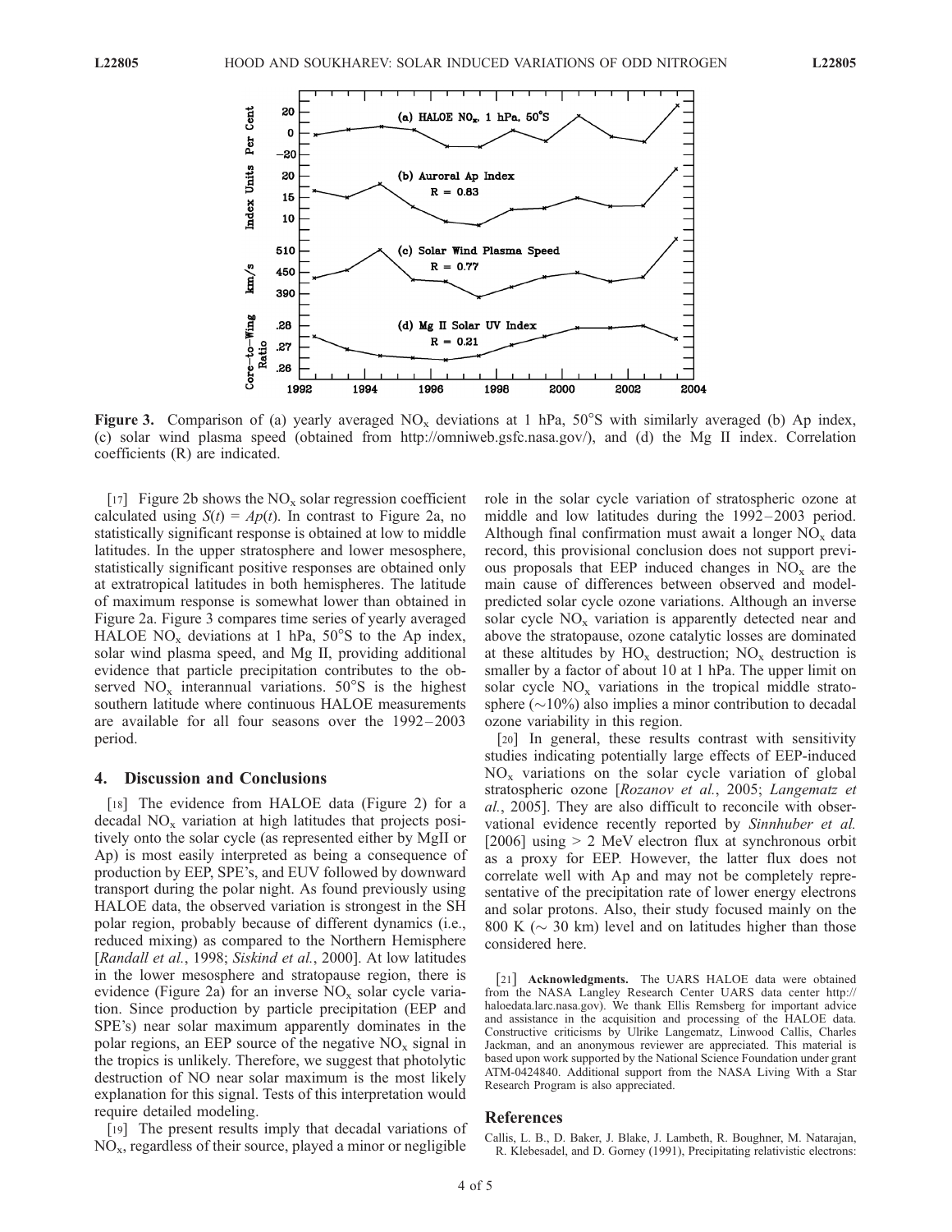**Figure 3.** Comparison of (a) yearly averaged $NO_x$ deviations at 1 hPa, 50°S with similarly averaged (b) Ap index, (c) solar wind plasma speed (obtained from http://omniweb.gsfc.nasa.gov/), and (d) the Mg II index. Correlation coefficients (R) are indicated.

[17] Figure 2b shows the $NO_x$ solar regression coefficient calculated using $S(t) = Ap(t)$. In contrast to Figure 2a, no statistically significant response is obtained at low to middle latitudes. In the upper stratosphere and lower mesosphere, statistically significant positive responses are obtained only at extratropical latitudes in both hemispheres. The latitude of maximum response is somewhat lower than obtained in Figure 2a. Figure 3 compares time series of yearly averaged HALOE $NO_x$ deviations at 1 hPa, 50°S to the Ap index, solar wind plasma speed, and Mg II, providing additional evidence that particle precipitation contributes to the observed $NO_x$ interannual variations. 50°S is the highest southern latitude where continuous HALOE measurements are available for all four seasons over the 1992–2003 period.

## 4. Discussion and Conclusions

[18] The evidence from HALOE data (Figure 2) for a decadal $NO_x$ variation at high latitudes that projects positively onto the solar cycle (as represented either by MgII or Ap) is most easily interpreted as being a consequence of production by EEP, SPE's, and EUV followed by downward transport during the polar night. As found previously using HALOE data, the observed variation is strongest in the SH polar region, probably because of different dynamics (i.e., reduced mixing) as compared to the Northern Hemisphere [*Randall et al.*, 1998; *Siskind et al.*, 2000]. At low latitudes in the lower mesosphere and stratopause region, there is evidence (Figure 2a) for an inverse $NO_x$ solar cycle variation. Since production by particle precipitation (EEP and SPE's) near solar maximum apparently dominates in the polar regions, an EEP source of the negative $NO_x$ signal in the tropics is unlikely. Therefore, we suggest that photolytic destruction of NO near solar maximum is the most likely explanation for this signal. Tests of this interpretation would require detailed modeling.

[19] The present results imply that decadal variations of $NO_x$, regardless of their source, played a minor or negligible role in the solar cycle variation of stratospheric ozone at middle and low latitudes during the 1992–2003 period. Although final confirmation must await a longer $NO_x$ data record, this provisional conclusion does not support previous proposals that EEP induced changes in $NO_x$ are the main cause of differences between observed and model-predicted solar cycle ozone variations. Although an inverse solar cycle $NO_x$ variation is apparently detected near and above the stratopause, ozone catalytic losses are dominated at these altitudes by $HO_x$ destruction; $NO_x$ destruction is smaller by a factor of about 10 at 1 hPa. The upper limit on solar cycle $NO_x$ variations in the tropical middle stratosphere (~10%) also implies a minor contribution to decadal ozone variability in this region.

[20] In general, these results contrast with sensitivity studies indicating potentially large effects of EEP-induced $NO_x$ variations on the solar cycle variation of global stratospheric ozone [*Rozanov et al.*, 2005; *Langematz et al.*, 2005]. They are also difficult to reconcile with observational evidence recently reported by *Sinnhuber et al.* [2006] using > 2 MeV electron flux at synchronous orbit as a proxy for EEP. However, the latter flux does not correlate well with Ap and may not be completely representative of the precipitation rate of lower energy electrons and solar protons. Also, their study focused mainly on the 800 K (~ 30 km) level and on latitudes higher than those considered here.

[21] **Acknowledgments.** The UARS HALOE data were obtained from the NASA Langley Research Center UARS data center http://haloedata.larc.nasa.gov). We thank Ellis Remsberg for important advice and assistance in the acquisition and processing of the HALOE data. Constructive criticisms by Ulrike Langematz, Linwood Callis, Charles Jackman, and an anonymous reviewer are appreciated. This material is based upon work supported by the National Science Foundation under grant ATM-0424840. Additional support from the NASA Living With a Star Research Program is also appreciated.

## References

Callis, L. B., D. Baker, J. Blake, J. Lambeth, R. Boughner, M. Natarajan, R. Klebesadel, and D. Gorney (1991), Precipitating relativistic electrons: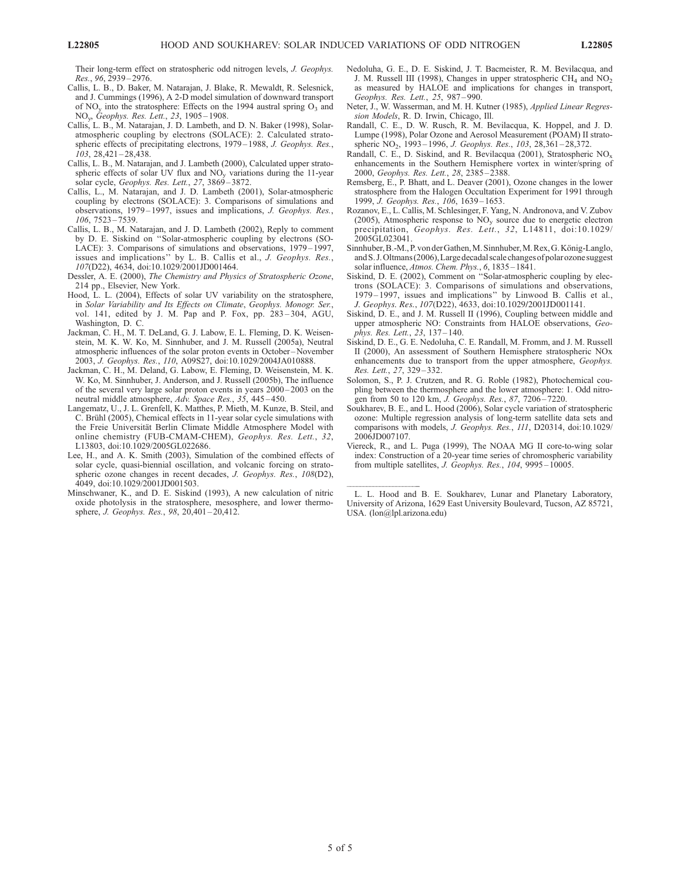Their long-term effect on stratospheric odd nitrogen levels, *J. Geophys. Res.*, *96*, 2939–2976.

Callis, L. B., D. Baker, M. Natarajan, J. Blake, R. Mewaldt, R. Selesnick, and J. Cummings (1996), A 2-D model simulation of downward transport of $NO_y$ into the stratosphere: Effects on the 1994 austral spring $O_3$ and $NO_y$, *Geophys. Res. Lett.*, *23*, 1905–1908.

Callis, L. B., M. Natarajan, J. D. Lambeth, and D. N. Baker (1998), Solar-atmospheric coupling by electrons (SOLACE): 2. Calculated stratospheric effects of precipitating electrons, 1979–1988, *J. Geophys. Res.*, *103*, 28,421–28,438.

Callis, L. B., M. Natarajan, and J. Lambeth (2000), Calculated upper stratospheric effects of solar UV flux and $NO_y$ variations during the 11-year solar cycle, *Geophys. Res. Lett.*, *27*, 3869–3872.

Callis, L., M. Natarajan, and J. D. Lambeth (2001), Solar-atmospheric coupling by electrons (SOLACE): 3. Comparisons of simulations and observations, 1979–1997, issues and implications, *J. Geophys. Res.*, *106*, 7523–7539.

Callis, L. B., M. Natarajan, and J. D. Lambeth (2002), Reply to comment by D. E. Siskind on "Solar-atmospheric coupling by electrons (SOLACE): 3. Comparisons of simulations and observations, 1979–1997, issues and implications" by L. B. Callis et al., *J. Geophys. Res.*, *107*(D22), 4634, doi:10.1029/2001JD001464.

Dessler, A. E. (2000), *The Chemistry and Physics of Stratospheric Ozone*, 214 pp., Elsevier, New York.

Hood, L. L. (2004), Effects of solar UV variability on the stratosphere, in *Solar Variability and Its Effects on Climate*, *Geophys. Monogr. Ser.*, vol. 141, edited by J. M. Pap and P. Fox, pp. 283–304, AGU, Washington, D. C.

Jackman, C. H., M. T. DeLand, G. J. Labow, E. L. Fleming, D. K. Weisenstein, M. K. W. Ko, M. Sinnhuber, and J. M. Russell (2005a), Neutral atmospheric influences of the solar proton events in October–November 2003, *J. Geophys. Res.*, *110*, A09S27, doi:10.1029/2004JA010888.

Jackman, C. H., M. Deland, G. Labow, E. Fleming, D. Weisenstein, M. K. W. Ko, M. Sinnhuber, J. Anderson, and J. Russell (2005b), The influence of the several very large solar proton events in years 2000–2003 on the neutral middle atmosphere, *Adv. Space Res.*, *35*, 445–450.

Langematz, U., J. L. Grenfell, K. Matthes, P. Mieth, M. Kunze, B. Steil, and C. Brühl (2005), Chemical effects in 11-year solar cycle simulations with the Freie Universität Berlin Climate Middle Atmosphere Model with online chemistry (FUB-CMAM-CHEM), *Geophys. Res. Lett.*, *32*, L13803, doi:10.1029/2005GL022686.

Lee, H., and A. K. Smith (2003), Simulation of the combined effects of solar cycle, quasi-biennial oscillation, and volcanic forcing on stratospheric ozone changes in recent decades, *J. Geophys. Res.*, *108*(D2), 4049, doi:10.1029/2001JD001503.

Minschwaner, K., and D. E. Siskind (1993), A new calculation of nitric oxide photolysis in the stratosphere, mesosphere, and lower thermosphere, *J. Geophys. Res.*, *98*, 20,401–20,412.

Nedoluha, G. E., D. E. Siskind, J. T. Bacmeister, R. M. Bevilacqua, and J. M. Russell III (1998), Changes in upper stratospheric $CH_4$ and $NO_2$ as measured by HALOE and implications for changes in transport, *Geophys. Res. Lett.*, *25*, 987–990.

Neter, J., W. Wasserman, and M. H. Kutner (1985), *Applied Linear Regression Models*, R. D. Irwin, Chicago, Ill.

Randall, C. E., D. W. Rusch, R. M. Bevilacqua, K. Hoppel, and J. D. Lumpe (1998), Polar Ozone and Aerosol Measurement (POAM) II stratospheric $NO_2$, 1993–1996, *J. Geophys. Res.*, *103*, 28,361–28,372.

Randall, C. E., D. Siskind, and R. Bevilacqua (2001), Stratospheric $NO_x$ enhancements in the Southern Hemisphere vortex in winter/spring of 2000, *Geophys. Res. Lett.*, *28*, 2385–2388.

Remsberg, E., P. Bhatt, and L. Deaver (2001), Ozone changes in the lower stratosphere from the Halogen Occultation Experiment for 1991 through 1999, *J. Geophys. Res.*, *106*, 1639–1653.

Rozanov, E., L. Callis, M. Schlesinger, F. Yang, N. Andronova, and V. Zubov (2005), Atmospheric response to $NO_y$ source due to energetic electron precipitation, *Geophys. Res. Lett.*, *32*, L14811, doi:10.1029/2005GL023041.

Sinnhuber, B.-M., P. von der Gathen, M. Sinnhuber, M. Rex, G. König-Langlo, and S. J. Oltmans (2006), Large decadal scale changes of polar ozone suggest solar influence, *Atmos. Chem. Phys.*, *6*, 1835–1841.

Siskind, D. E. (2002), Comment on "Solar-atmospheric coupling by electrons (SOLACE): 3. Comparisons of simulations and observations, 1979–1997, issues and implications" by Linwood B. Callis et al., *J. Geophys. Res.*, *107*(D22), 4633, doi:10.1029/2001JD001141.

Siskind, D. E., and J. M. Russell II (1996), Coupling between middle and upper atmospheric NO: Constraints from HALOE observations, *Geophys. Res. Lett.*, *23*, 137–140.

Siskind, D. E., G. E. Nedoluha, C. E. Randall, M. Fromm, and J. M. Russell II (2000), An assessment of Southern Hemisphere stratospheric NOx enhancements due to transport from the upper atmosphere, *Geophys. Res. Lett.*, *27*, 329–332.

Solomon, S., P. J. Crutzen, and R. G. Roble (1982), Photochemical coupling between the thermosphere and the lower atmosphere: 1. Odd nitrogen from 50 to 120 km, *J. Geophys. Res.*, *87*, 7206–7220.

Soukharev, B. E., and L. Hood (2006), Solar cycle variation of stratospheric ozone: Multiple regression analysis of long-term satellite data sets and comparisons with models, *J. Geophys. Res.*, *111*, D20314, doi:10.1029/2006JD007107.

Viereck, R., and L. Puga (1999), The NOAA MG II core-to-wing solar index: Construction of a 20-year time series of chromospheric variability from multiple satellites, *J. Geophys. Res.*, *104*, 9995–10005.

---

L. L. Hood and B. E. Soukharev, Lunar and Planetary Laboratory, University of Arizona, 1629 East University Boulevard, Tucson, AZ 85721, USA. (lon@lpl.arizona.edu)